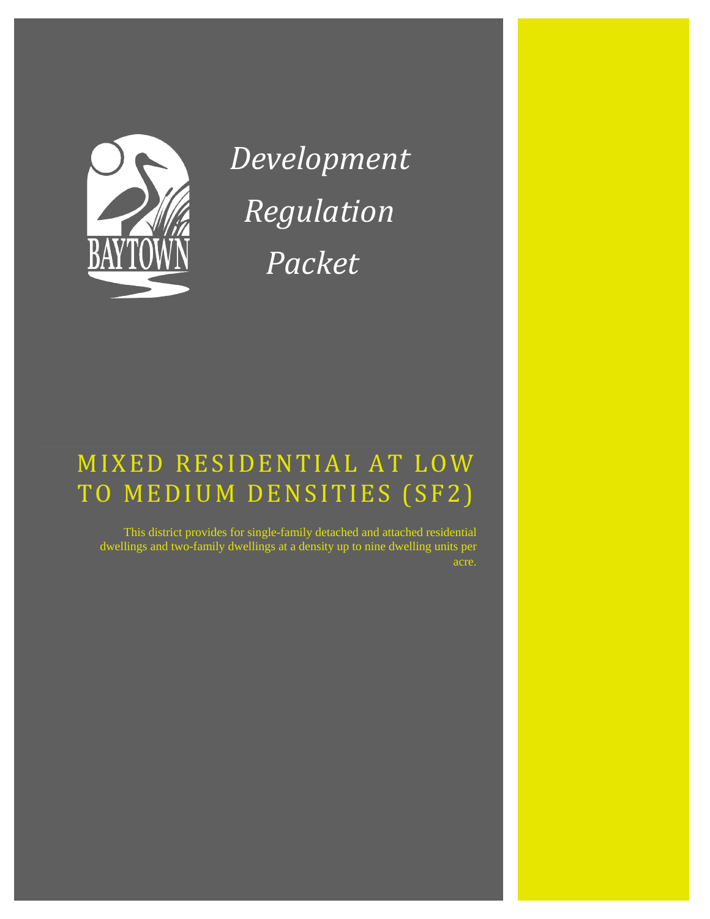BAYTOWN

*Development Regulation Packet*

# MIXED RESIDENTIAL AT LOW TO MEDIUM DENSITIES (SF2)

This district provides for single-family detached and attached residential dwellings and two-family dwellings at a density up to nine dwelling units per acre.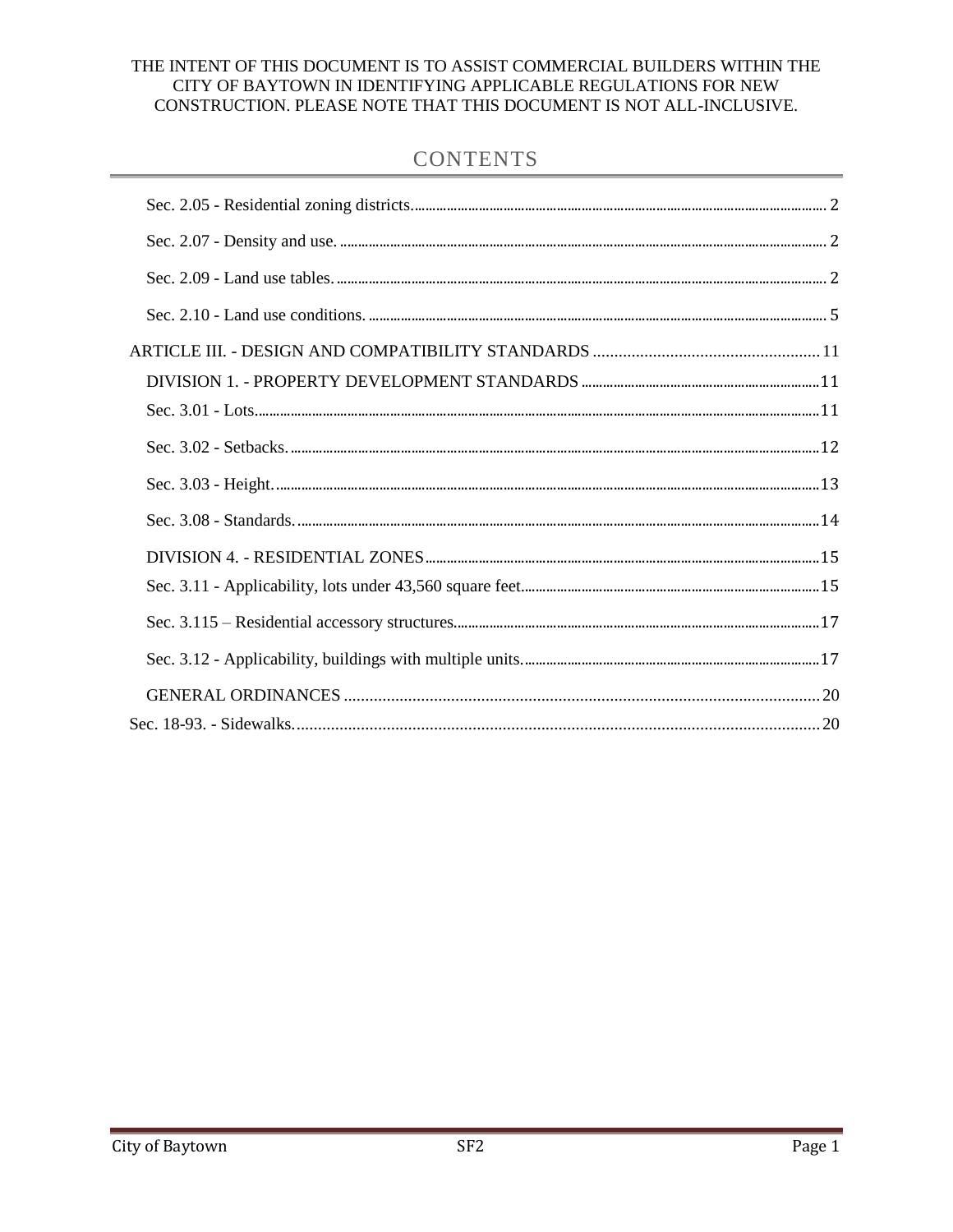THE INTENT OF THIS DOCUMENT IS TO ASSIST COMMERCIAL BUILDERS WITHIN THE CITY OF BAYTOWN IN IDENTIFYING APPLICABLE REGULATIONS FOR NEW CONSTRUCTION. PLEASE NOTE THAT THIS DOCUMENT IS NOT ALL-INCLUSIVE.

## CONTENTS

- Sec. 2.05 - Residential zoning districts. ..... 2
- Sec. 2.07 - Density and use. ..... 2
- Sec. 2.09 - Land use tables. ..... 2
- Sec. 2.10 - Land use conditions. ..... 5

ARTICLE III. - DESIGN AND COMPATIBILITY STANDARDS ..... 11

- DIVISION 1. - PROPERTY DEVELOPMENT STANDARDS ..... 11
- Sec. 3.01 - Lots. ..... 11
- Sec. 3.02 - Setbacks. ..... 12
- Sec. 3.03 - Height. ..... 13
- Sec. 3.08 - Standards. ..... 14
- DIVISION 4. - RESIDENTIAL ZONES ..... 15
- Sec. 3.11 - Applicability, lots under 43,560 square feet. ..... 15
- Sec. 3.115 – Residential accessory structures. ..... 17
- Sec. 3.12 - Applicability, buildings with multiple units. ..... 17
- GENERAL ORDINANCES ..... 20

Sec. 18-93. - Sidewalks. ..... 20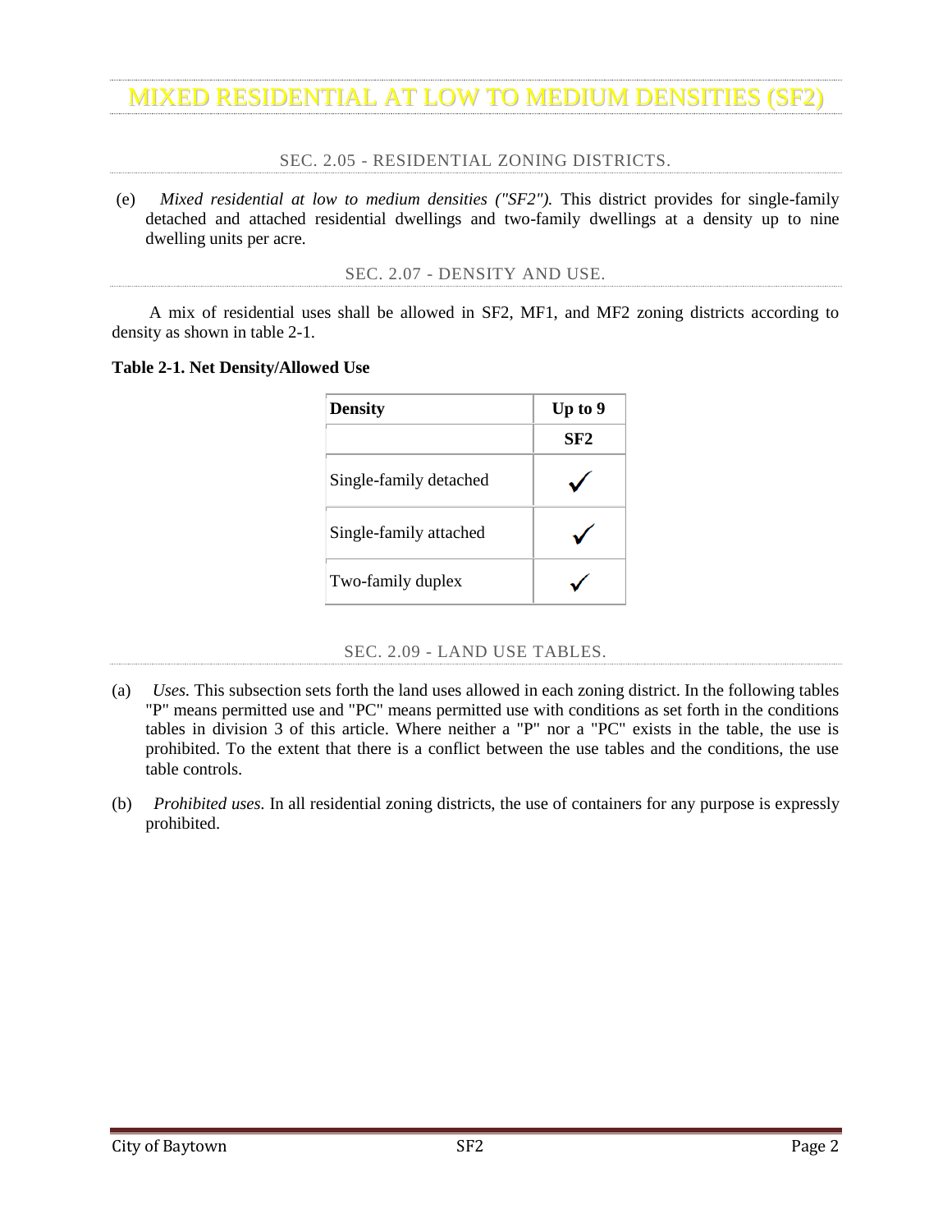# MIXED RESIDENTIAL AT LOW TO MEDIUM DENSITIES (SF2)

## SEC. 2.05 - RESIDENTIAL ZONING DISTRICTS.

(e) *Mixed residential at low to medium densities ("SF2").* This district provides for single-family detached and attached residential dwellings and two-family dwellings at a density up to nine dwelling units per acre.

## SEC. 2.07 - DENSITY AND USE.

A mix of residential uses shall be allowed in SF2, MF1, and MF2 zoning districts according to density as shown in table 2-1.

**Table 2-1. Net Density/Allowed Use**

| **Density** | **Up to 9** |
|---|---|
| | **SF2** |
| Single-family detached | ✓ |
| Single-family attached | ✓ |
| Two-family duplex | ✓ |

## SEC. 2.09 - LAND USE TABLES.

(a) *Uses.* This subsection sets forth the land uses allowed in each zoning district. In the following tables "P" means permitted use and "PC" means permitted use with conditions as set forth in the conditions tables in division 3 of this article. Where neither a "P" nor a "PC" exists in the table, the use is prohibited. To the extent that there is a conflict between the use tables and the conditions, the use table controls.

(b) *Prohibited uses.* In all residential zoning districts, the use of containers for any purpose is expressly prohibited.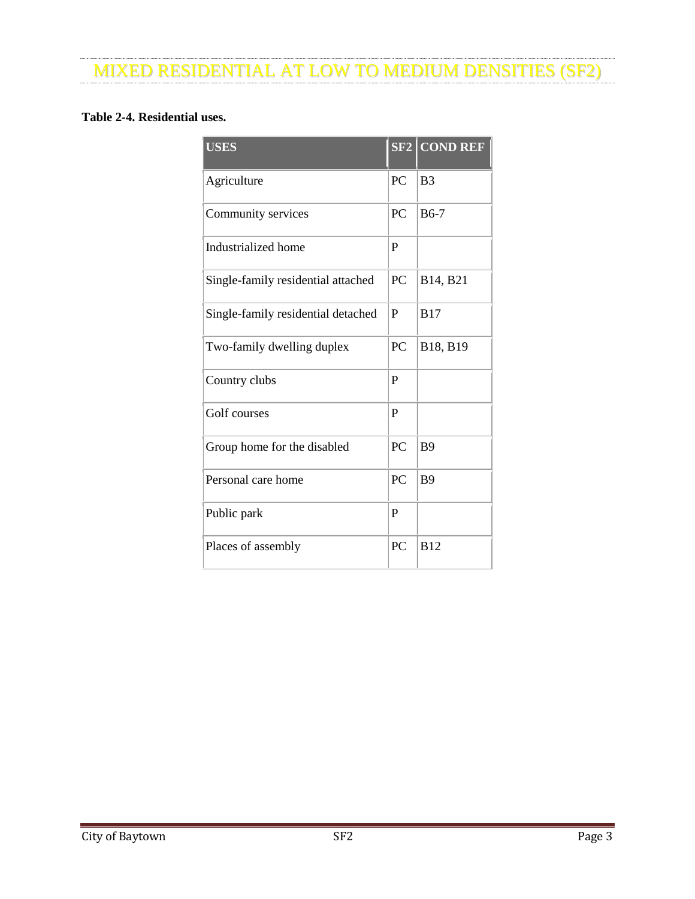# MIXED RESIDENTIAL AT LOW TO MEDIUM DENSITIES (SF2)

**Table 2-4. Residential uses.**

| USES | SF2 | COND REF |
|---|---|---|
| Agriculture | PC | B3 |
| Community services | PC | B6-7 |
| Industrialized home | P | |
| Single-family residential attached | PC | B14, B21 |
| Single-family residential detached | P | B17 |
| Two-family dwelling duplex | PC | B18, B19 |
| Country clubs | P | |
| Golf courses | P | |
| Group home for the disabled | PC | B9 |
| Personal care home | PC | B9 |
| Public park | P | |
| Places of assembly | PC | B12 |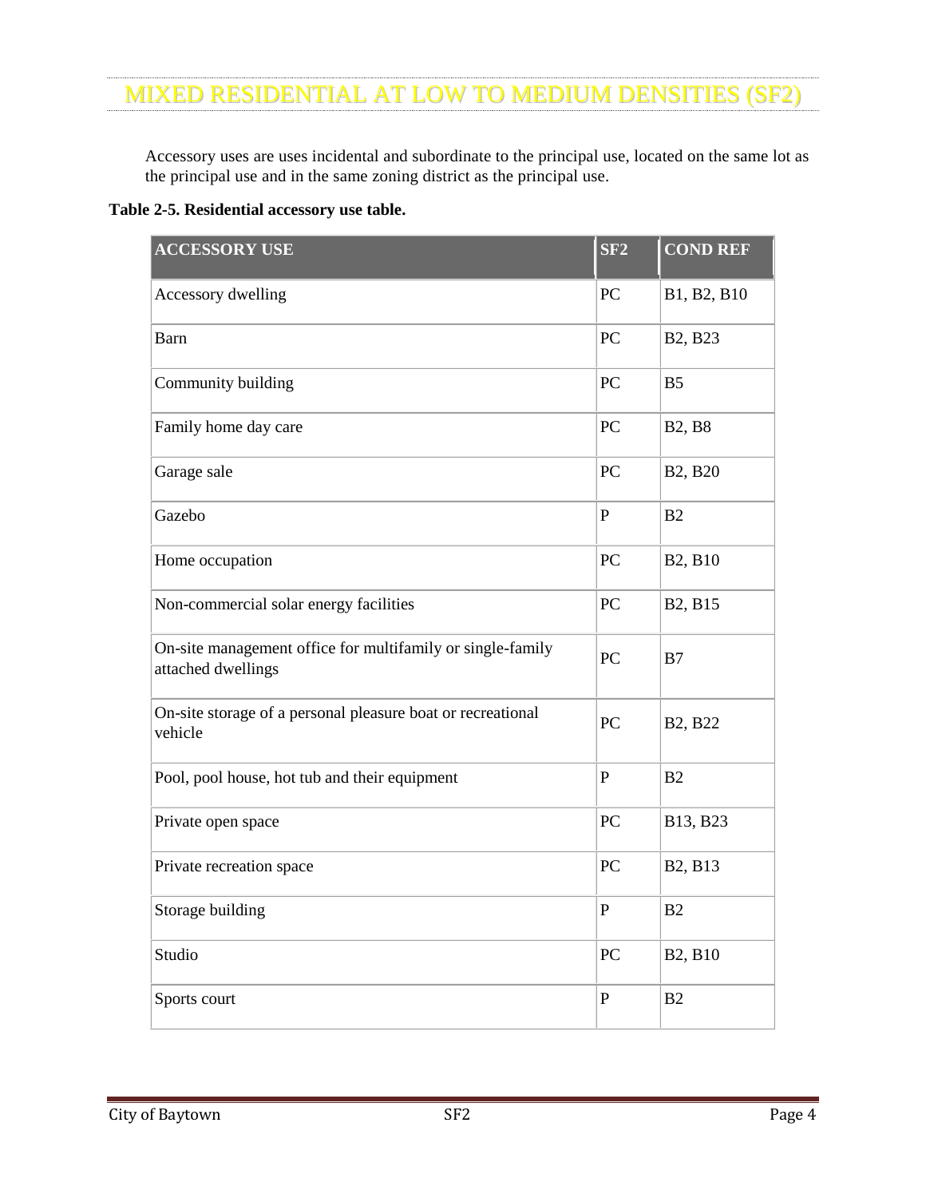# MIXED RESIDENTIAL AT LOW TO MEDIUM DENSITIES (SF2)

Accessory uses are uses incidental and subordinate to the principal use, located on the same lot as the principal use and in the same zoning district as the principal use.

**Table 2-5. Residential accessory use table.**

| ACCESSORY USE | SF2 | COND REF |
|---|---|---|
| Accessory dwelling | PC | B1, B2, B10 |
| Barn | PC | B2, B23 |
| Community building | PC | B5 |
| Family home day care | PC | B2, B8 |
| Garage sale | PC | B2, B20 |
| Gazebo | P | B2 |
| Home occupation | PC | B2, B10 |
| Non-commercial solar energy facilities | PC | B2, B15 |
| On-site management office for multifamily or single-family attached dwellings | PC | B7 |
| On-site storage of a personal pleasure boat or recreational vehicle | PC | B2, B22 |
| Pool, pool house, hot tub and their equipment | P | B2 |
| Private open space | PC | B13, B23 |
| Private recreation space | PC | B2, B13 |
| Storage building | P | B2 |
| Studio | PC | B2, B10 |
| Sports court | P | B2 |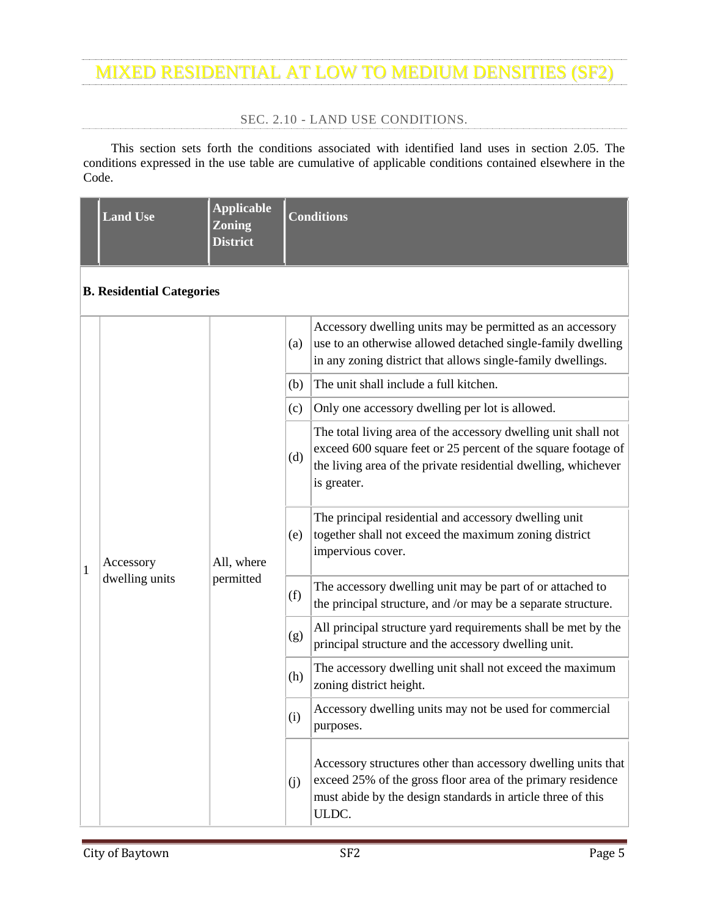# MIXED RESIDENTIAL AT LOW TO MEDIUM DENSITIES (SF2)

## SEC. 2.10 - LAND USE CONDITIONS.

This section sets forth the conditions associated with identified land uses in section 2.05. The conditions expressed in the use table are cumulative of applicable conditions contained elsewhere in the Code.

| | Land Use | Applicable Zoning District | Conditions | |
|---|---|---|---|---|
| **B. Residential Categories** | | | | |
| 1 | Accessory dwelling units | All, where permitted | (a) | Accessory dwelling units may be permitted as an accessory use to an otherwise allowed detached single-family dwelling in any zoning district that allows single-family dwellings. |
| | | | (b) | The unit shall include a full kitchen. |
| | | | (c) | Only one accessory dwelling per lot is allowed. |
| | | | (d) | The total living area of the accessory dwelling unit shall not exceed 600 square feet or 25 percent of the square footage of the living area of the private residential dwelling, whichever is greater. |
| | | | (e) | The principal residential and accessory dwelling unit together shall not exceed the maximum zoning district impervious cover. |
| | | | (f) | The accessory dwelling unit may be part of or attached to the principal structure, and /or may be a separate structure. |
| | | | (g) | All principal structure yard requirements shall be met by the principal structure and the accessory dwelling unit. |
| | | | (h) | The accessory dwelling unit shall not exceed the maximum zoning district height. |
| | | | (i) | Accessory dwelling units may not be used for commercial purposes. |
| | | | (j) | Accessory structures other than accessory dwelling units that exceed 25% of the gross floor area of the primary residence must abide by the design standards in article three of this ULDC. |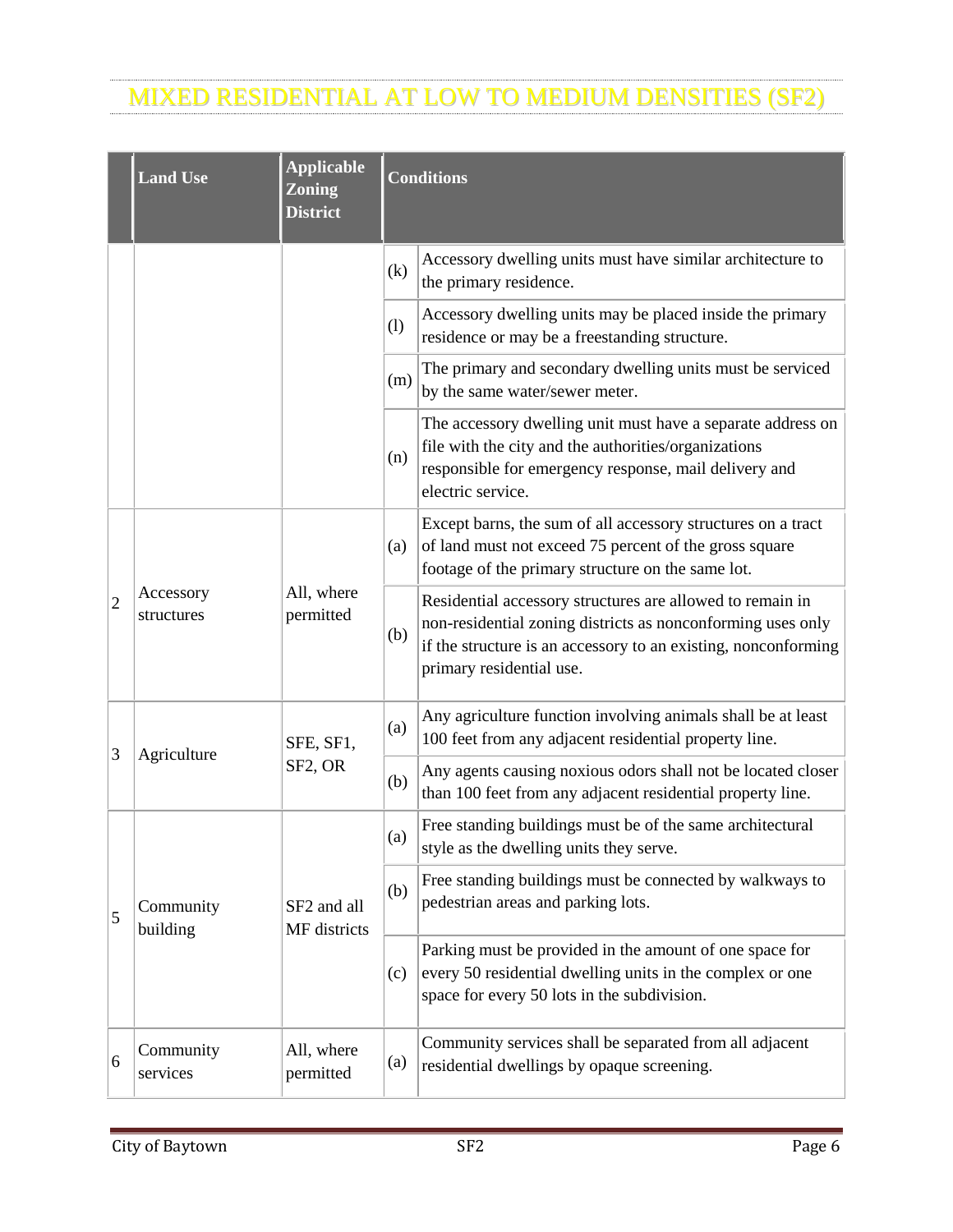# MIXED RESIDENTIAL AT LOW TO MEDIUM DENSITIES (SF2)

| | Land Use | Applicable Zoning District | Conditions | |
|---|---|---|---|---|
| | | | (k) | Accessory dwelling units must have similar architecture to the primary residence. |
| | | | (l) | Accessory dwelling units may be placed inside the primary residence or may be a freestanding structure. |
| | | | (m) | The primary and secondary dwelling units must be serviced by the same water/sewer meter. |
| | | | (n) | The accessory dwelling unit must have a separate address on file with the city and the authorities/organizations responsible for emergency response, mail delivery and electric service. |
| 2 | Accessory structures | All, where permitted | (a) | Except barns, the sum of all accessory structures on a tract of land must not exceed 75 percent of the gross square footage of the primary structure on the same lot. |
| | | | (b) | Residential accessory structures are allowed to remain in non-residential zoning districts as nonconforming uses only if the structure is an accessory to an existing, nonconforming primary residential use. |
| 3 | Agriculture | SFE, SF1, SF2, OR | (a) | Any agriculture function involving animals shall be at least 100 feet from any adjacent residential property line. |
| | | | (b) | Any agents causing noxious odors shall not be located closer than 100 feet from any adjacent residential property line. |
| 5 | Community building | SF2 and all MF districts | (a) | Free standing buildings must be of the same architectural style as the dwelling units they serve. |
| | | | (b) | Free standing buildings must be connected by walkways to pedestrian areas and parking lots. |
| | | | (c) | Parking must be provided in the amount of one space for every 50 residential dwelling units in the complex or one space for every 50 lots in the subdivision. |
| 6 | Community services | All, where permitted | (a) | Community services shall be separated from all adjacent residential dwellings by opaque screening. |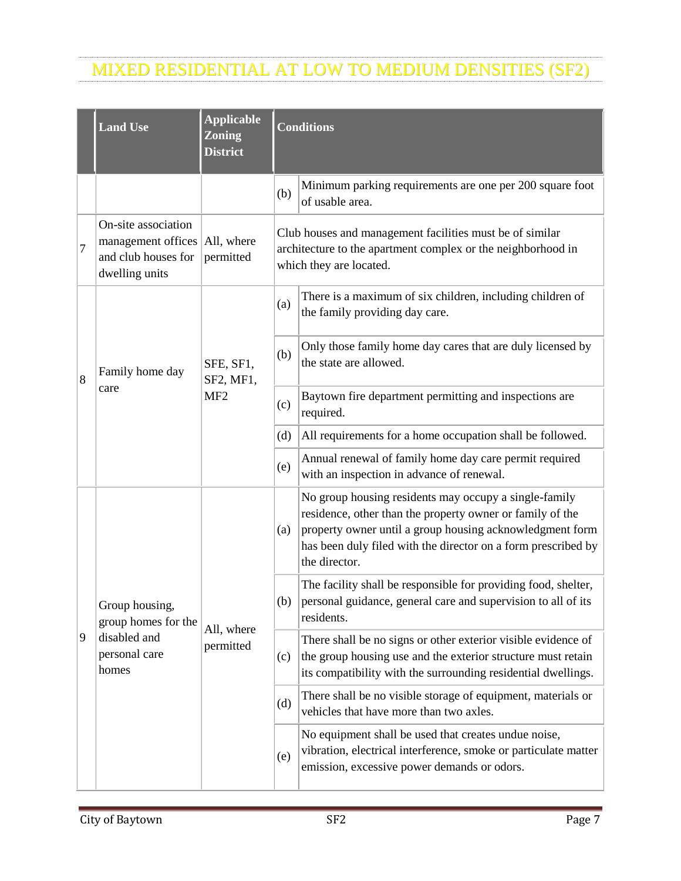# MIXED RESIDENTIAL AT LOW TO MEDIUM DENSITIES (SF2)

| | Land Use | Applicable Zoning District | Conditions | |
|---|---|---|---|---|
| | | | (b) | Minimum parking requirements are one per 200 square foot of usable area. |
| 7 | On-site association management offices and club houses for dwelling units | All, where permitted | Club houses and management facilities must be of similar architecture to the apartment complex or the neighborhood in which they are located. | |
| 8 | Family home day care | SFE, SF1, SF2, MF1, MF2 | (a) | There is a maximum of six children, including children of the family providing day care. |
| | | | (b) | Only those family home day cares that are duly licensed by the state are allowed. |
| | | | (c) | Baytown fire department permitting and inspections are required. |
| | | | (d) | All requirements for a home occupation shall be followed. |
| | | | (e) | Annual renewal of family home day care permit required with an inspection in advance of renewal. |
| 9 | Group housing, group homes for the disabled and personal care homes | All, where permitted | (a) | No group housing residents may occupy a single-family residence, other than the property owner or family of the property owner until a group housing acknowledgment form has been duly filed with the director on a form prescribed by the director. |
| | | | (b) | The facility shall be responsible for providing food, shelter, personal guidance, general care and supervision to all of its residents. |
| | | | (c) | There shall be no signs or other exterior visible evidence of the group housing use and the exterior structure must retain its compatibility with the surrounding residential dwellings. |
| | | | (d) | There shall be no visible storage of equipment, materials or vehicles that have more than two axles. |
| | | | (e) | No equipment shall be used that creates undue noise, vibration, electrical interference, smoke or particulate matter emission, excessive power demands or odors. |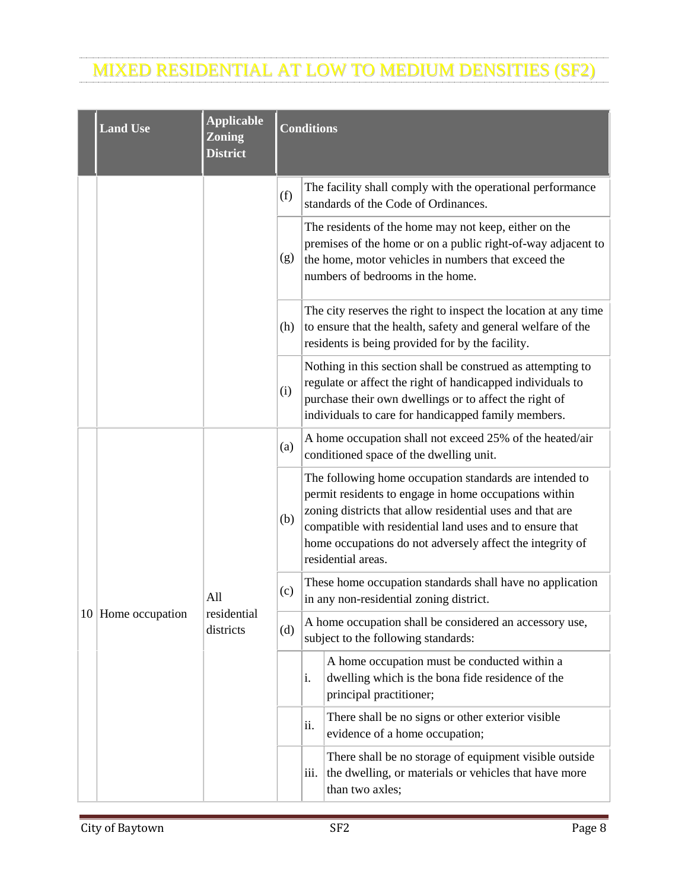# MIXED RESIDENTIAL AT LOW TO MEDIUM DENSITIES (SF2)

| | Land Use | Applicable Zoning District | Conditions | | |
|---|---|---|---|---|---|
| | | | (f) | The facility shall comply with the operational performance standards of the Code of Ordinances. | |
| | | | (g) | The residents of the home may not keep, either on the premises of the home or on a public right-of-way adjacent to the home, motor vehicles in numbers that exceed the numbers of bedrooms in the home. | |
| | | | (h) | The city reserves the right to inspect the location at any time to ensure that the health, safety and general welfare of the residents is being provided for by the facility. | |
| | | | (i) | Nothing in this section shall be construed as attempting to regulate or affect the right of handicapped individuals to purchase their own dwellings or to affect the right of individuals to care for handicapped family members. | |
| 10 | Home occupation | All residential districts | (a) | A home occupation shall not exceed 25% of the heated/air conditioned space of the dwelling unit. | |
| | | | (b) | The following home occupation standards are intended to permit residents to engage in home occupations within zoning districts that allow residential uses and that are compatible with residential land uses and to ensure that home occupations do not adversely affect the integrity of residential areas. | |
| | | | (c) | These home occupation standards shall have no application in any non-residential zoning district. | |
| | | | (d) | A home occupation shall be considered an accessory use, subject to the following standards: | |
| | | | | i. | A home occupation must be conducted within a dwelling which is the bona fide residence of the principal practitioner; |
| | | | | ii. | There shall be no signs or other exterior visible evidence of a home occupation; |
| | | | | iii. | There shall be no storage of equipment visible outside the dwelling, or materials or vehicles that have more than two axles; |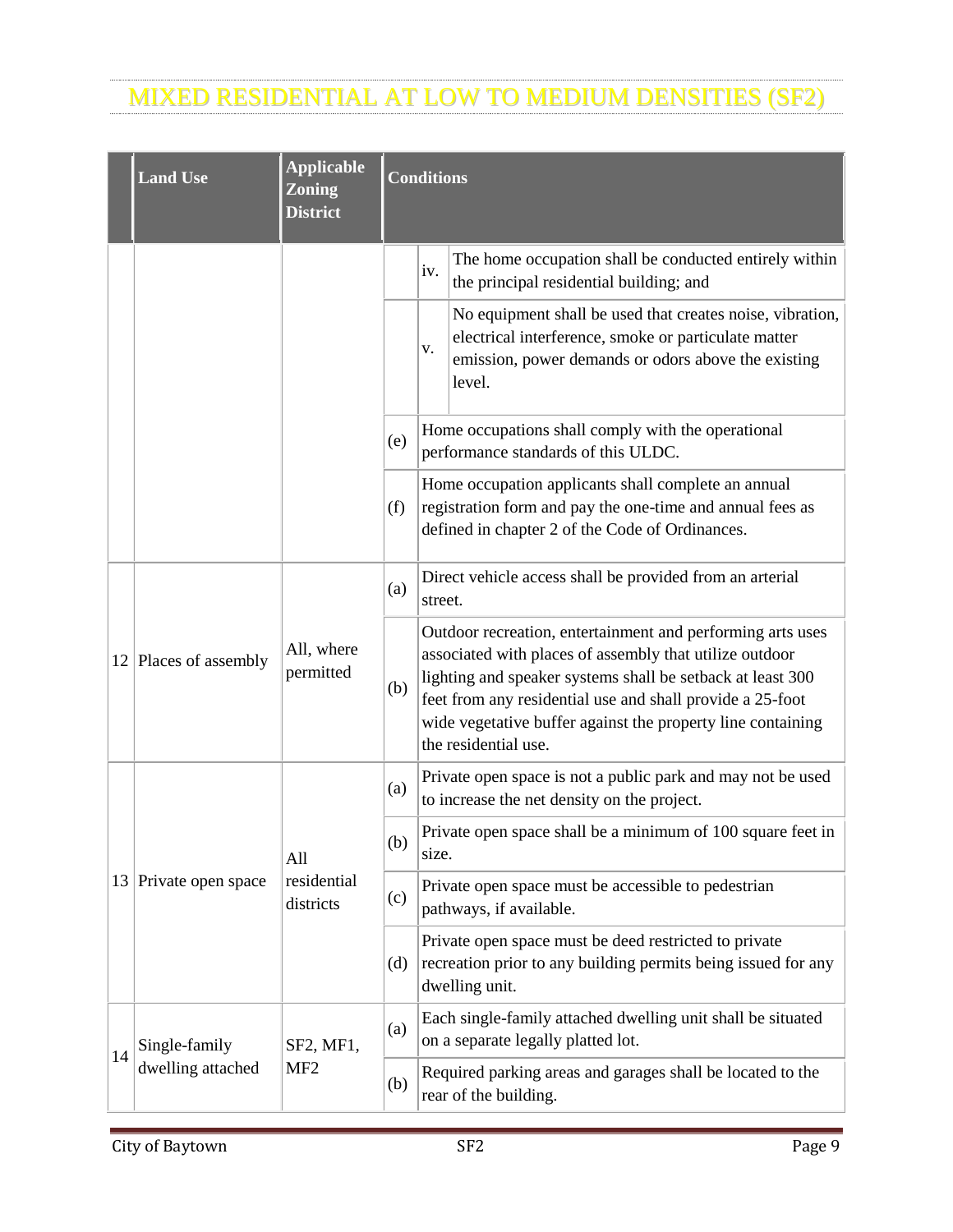# MIXED RESIDENTIAL AT LOW TO MEDIUM DENSITIES (SF2)

| | Land Use | Applicable Zoning District | Conditions | | |
|---|---|---|---|---|---|
| | | | | iv. | The home occupation shall be conducted entirely within the principal residential building; and |
| | | | | v. | No equipment shall be used that creates noise, vibration, electrical interference, smoke or particulate matter emission, power demands or odors above the existing level. |
| | | | (e) | Home occupations shall comply with the operational performance standards of this ULDC. | |
| | | | (f) | Home occupation applicants shall complete an annual registration form and pay the one-time and annual fees as defined in chapter 2 of the Code of Ordinances. | |
| 12 | Places of assembly | All, where permitted | (a) | Direct vehicle access shall be provided from an arterial street. | |
| | | | (b) | Outdoor recreation, entertainment and performing arts uses associated with places of assembly that utilize outdoor lighting and speaker systems shall be setback at least 300 feet from any residential use and shall provide a 25-foot wide vegetative buffer against the property line containing the residential use. | |
| 13 | Private open space | All residential districts | (a) | Private open space is not a public park and may not be used to increase the net density on the project. | |
| | | | (b) | Private open space shall be a minimum of 100 square feet in size. | |
| | | | (c) | Private open space must be accessible to pedestrian pathways, if available. | |
| | | | (d) | Private open space must be deed restricted to private recreation prior to any building permits being issued for any dwelling unit. | |
| 14 | Single-family dwelling attached | SF2, MF1, MF2 | (a) | Each single-family attached dwelling unit shall be situated on a separate legally platted lot. | |
| | | | (b) | Required parking areas and garages shall be located to the rear of the building. | |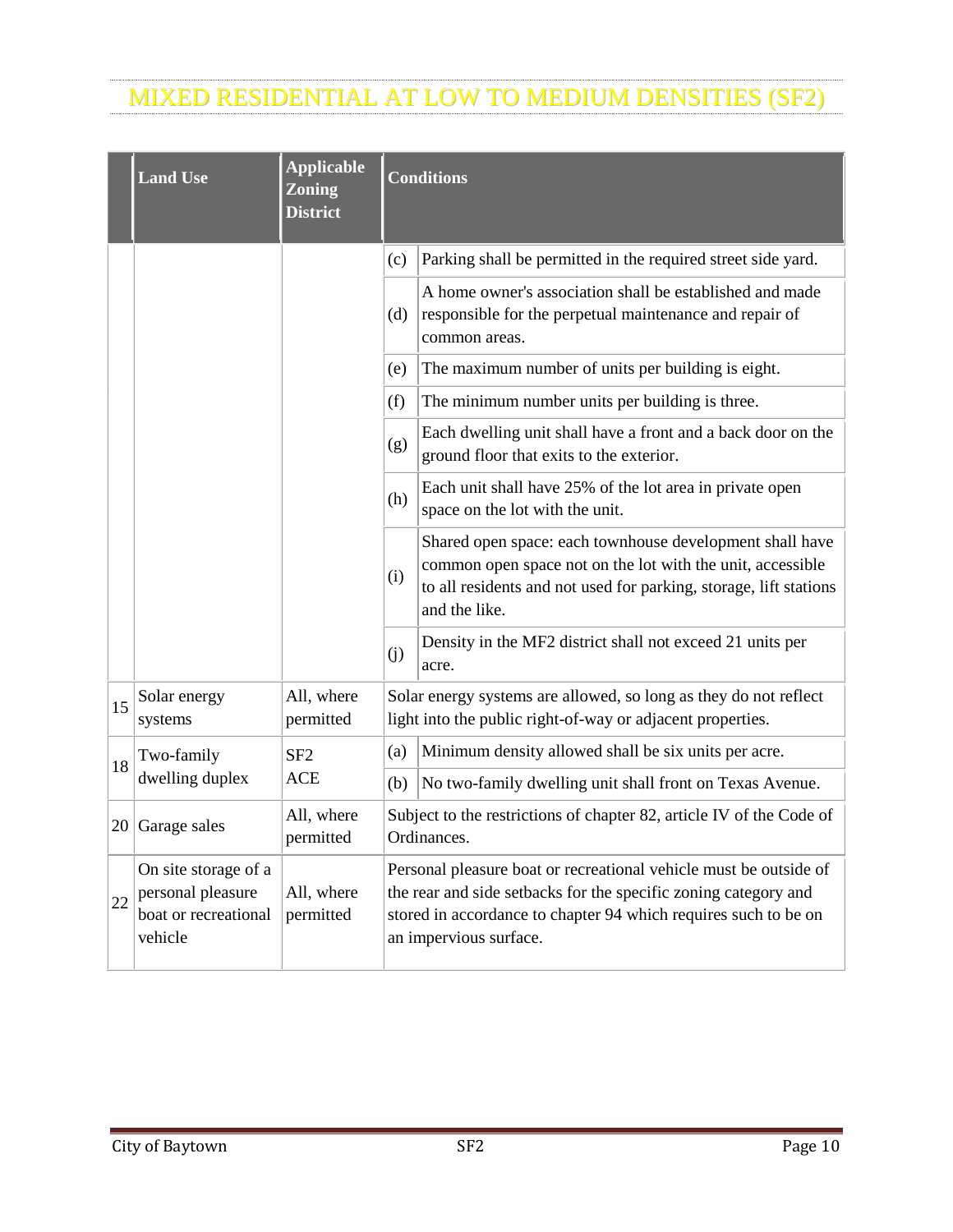# MIXED RESIDENTIAL AT LOW TO MEDIUM DENSITIES (SF2)

| | Land Use | Applicable Zoning District | Conditions | |
|---|---|---|---|---|
| | | | (c) | Parking shall be permitted in the required street side yard. |
| | | | (d) | A home owner's association shall be established and made responsible for the perpetual maintenance and repair of common areas. |
| | | | (e) | The maximum number of units per building is eight. |
| | | | (f) | The minimum number units per building is three. |
| | | | (g) | Each dwelling unit shall have a front and a back door on the ground floor that exits to the exterior. |
| | | | (h) | Each unit shall have 25% of the lot area in private open space on the lot with the unit. |
| | | | (i) | Shared open space: each townhouse development shall have common open space not on the lot with the unit, accessible to all residents and not used for parking, storage, lift stations and the like. |
| | | | (j) | Density in the MF2 district shall not exceed 21 units per acre. |
| 15 | Solar energy systems | All, where permitted | Solar energy systems are allowed, so long as they do not reflect light into the public right-of-way or adjacent properties. | |
| 18 | Two-family dwelling duplex | SF2 ACE | (a) | Minimum density allowed shall be six units per acre. |
| | | | (b) | No two-family dwelling unit shall front on Texas Avenue. |
| 20 | Garage sales | All, where permitted | Subject to the restrictions of chapter 82, article IV of the Code of Ordinances. | |
| 22 | On site storage of a personal pleasure boat or recreational vehicle | All, where permitted | Personal pleasure boat or recreational vehicle must be outside of the rear and side setbacks for the specific zoning category and stored in accordance to chapter 94 which requires such to be on an impervious surface. | |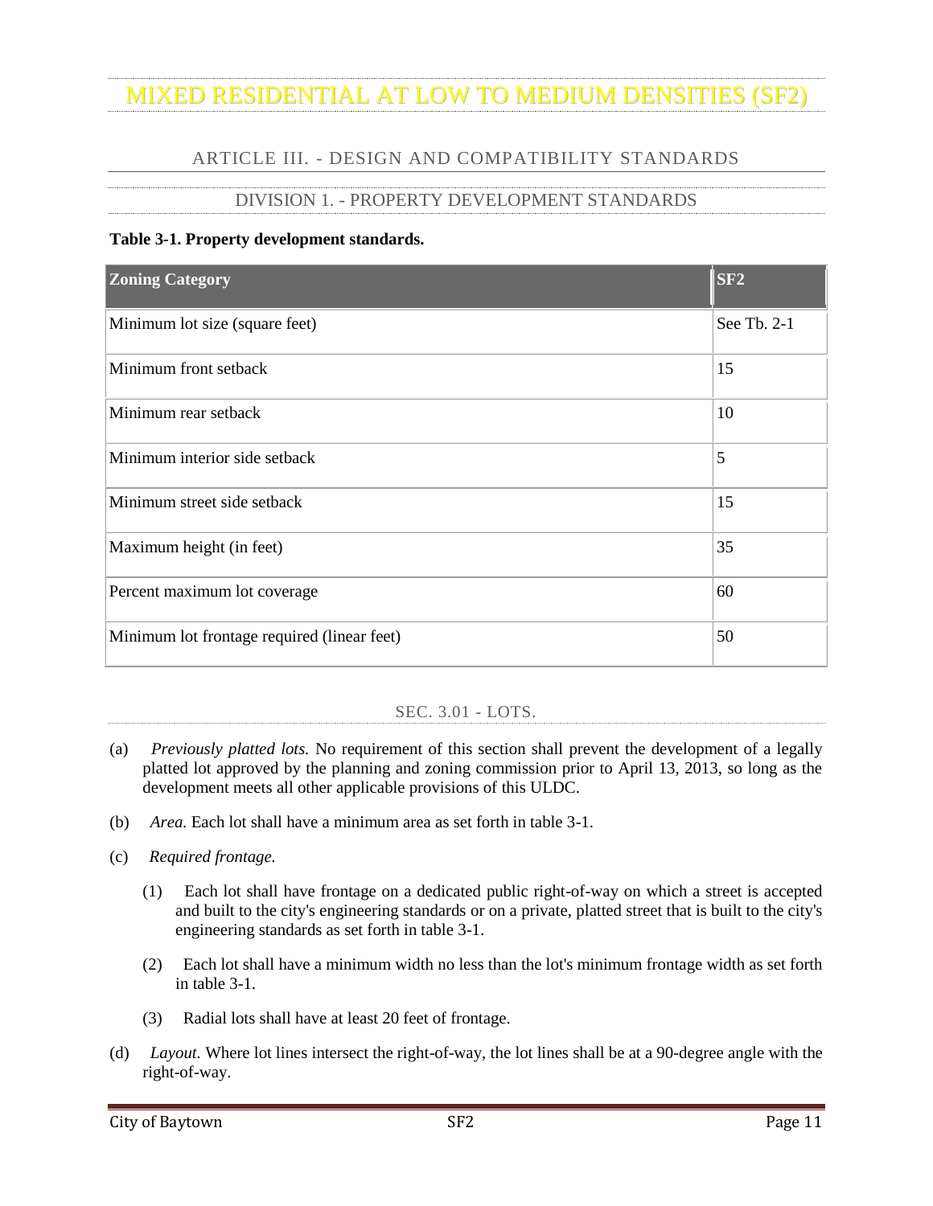# MIXED RESIDENTIAL AT LOW TO MEDIUM DENSITIES (SF2)

## ARTICLE III. - DESIGN AND COMPATIBILITY STANDARDS

### DIVISION 1. - PROPERTY DEVELOPMENT STANDARDS

**Table 3-1. Property development standards.**

| Zoning Category | SF2 |
|---|---|
| Minimum lot size (square feet) | See Tb. 2-1 |
| Minimum front setback | 15 |
| Minimum rear setback | 10 |
| Minimum interior side setback | 5 |
| Minimum street side setback | 15 |
| Maximum height (in feet) | 35 |
| Percent maximum lot coverage | 60 |
| Minimum lot frontage required (linear feet) | 50 |

#### SEC. 3.01 - LOTS.

(a) *Previously platted lots.* No requirement of this section shall prevent the development of a legally platted lot approved by the planning and zoning commission prior to April 13, 2013, so long as the development meets all other applicable provisions of this ULDC.

(b) *Area.* Each lot shall have a minimum area as set forth in table 3-1.

(c) *Required frontage.*

(1) Each lot shall have frontage on a dedicated public right-of-way on which a street is accepted and built to the city's engineering standards or on a private, platted street that is built to the city's engineering standards as set forth in table 3-1.

(2) Each lot shall have a minimum width no less than the lot's minimum frontage width as set forth in table 3-1.

(3) Radial lots shall have at least 20 feet of frontage.

(d) *Layout.* Where lot lines intersect the right-of-way, the lot lines shall be at a 90-degree angle with the right-of-way.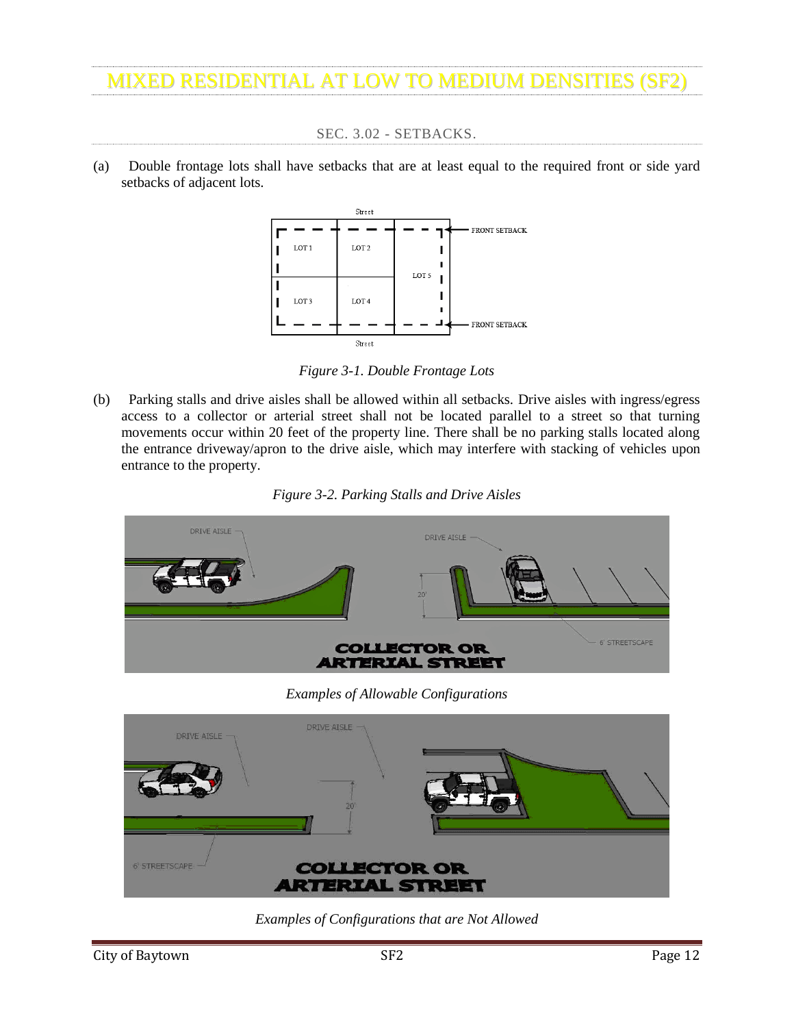# MIXED RESIDENTIAL AT LOW TO MEDIUM DENSITIES (SF2)

## SEC. 3.02 - SETBACKS.

(a) Double frontage lots shall have setbacks that are at least equal to the required front or side yard setbacks of adjacent lots.

*Figure 3-1. Double Frontage Lots*

(b) Parking stalls and drive aisles shall be allowed within all setbacks. Drive aisles with ingress/egress access to a collector or arterial street shall not be located parallel to a street so that turning movements occur within 20 feet of the property line. There shall be no parking stalls located along the entrance driveway/apron to the drive aisle, which may interfere with stacking of vehicles upon entrance to the property.

*Figure 3-2. Parking Stalls and Drive Aisles*

*Examples of Allowable Configurations*

*Examples of Configurations that are Not Allowed*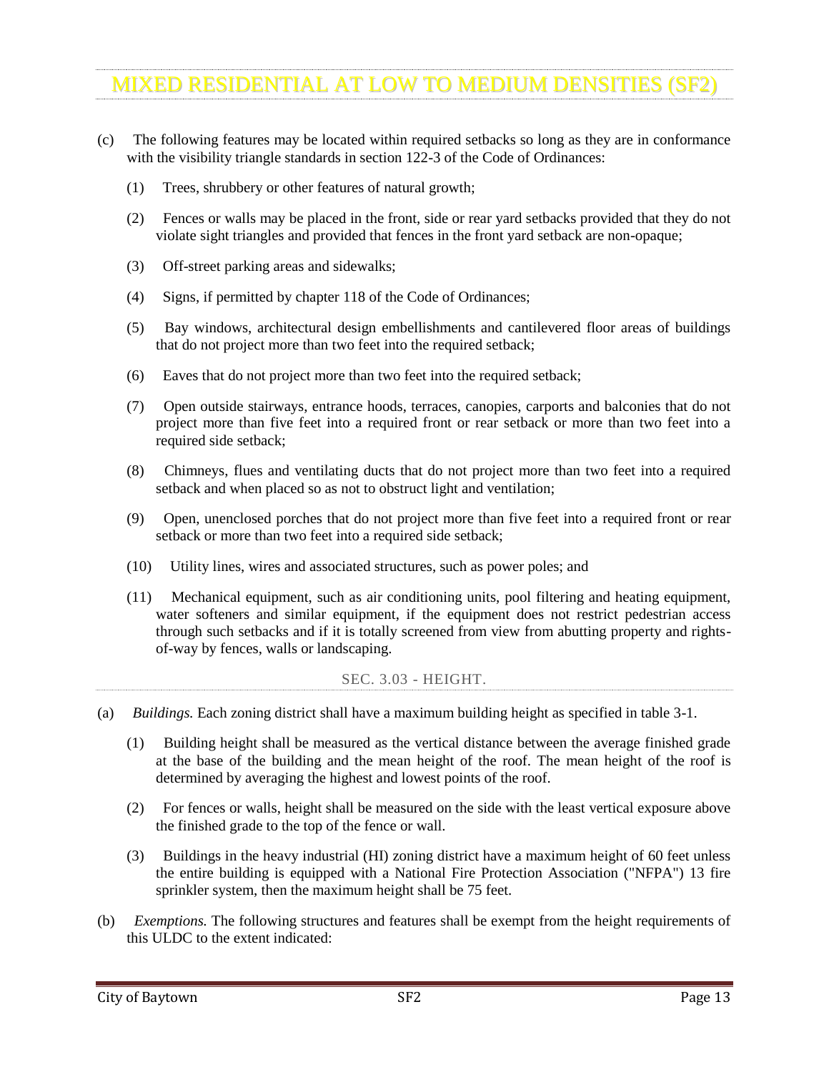(c) The following features may be located within required setbacks so long as they are in conformance with the visibility triangle standards in section 122-3 of the Code of Ordinances:

(1) Trees, shrubbery or other features of natural growth;

(2) Fences or walls may be placed in the front, side or rear yard setbacks provided that they do not violate sight triangles and provided that fences in the front yard setback are non-opaque;

(3) Off-street parking areas and sidewalks;

(4) Signs, if permitted by chapter 118 of the Code of Ordinances;

(5) Bay windows, architectural design embellishments and cantilevered floor areas of buildings that do not project more than two feet into the required setback;

(6) Eaves that do not project more than two feet into the required setback;

(7) Open outside stairways, entrance hoods, terraces, canopies, carports and balconies that do not project more than five feet into a required front or rear setback or more than two feet into a required side setback;

(8) Chimneys, flues and ventilating ducts that do not project more than two feet into a required setback and when placed so as not to obstruct light and ventilation;

(9) Open, unenclosed porches that do not project more than five feet into a required front or rear setback or more than two feet into a required side setback;

(10) Utility lines, wires and associated structures, such as power poles; and

(11) Mechanical equipment, such as air conditioning units, pool filtering and heating equipment, water softeners and similar equipment, if the equipment does not restrict pedestrian access through such setbacks and if it is totally screened from view from abutting property and rights-of-way by fences, walls or landscaping.

### SEC. 3.03 - HEIGHT.

(a) *Buildings.* Each zoning district shall have a maximum building height as specified in table 3-1.

(1) Building height shall be measured as the vertical distance between the average finished grade at the base of the building and the mean height of the roof. The mean height of the roof is determined by averaging the highest and lowest points of the roof.

(2) For fences or walls, height shall be measured on the side with the least vertical exposure above the finished grade to the top of the fence or wall.

(3) Buildings in the heavy industrial (HI) zoning district have a maximum height of 60 feet unless the entire building is equipped with a National Fire Protection Association ("NFPA") 13 fire sprinkler system, then the maximum height shall be 75 feet.

(b) *Exemptions.* The following structures and features shall be exempt from the height requirements of this ULDC to the extent indicated: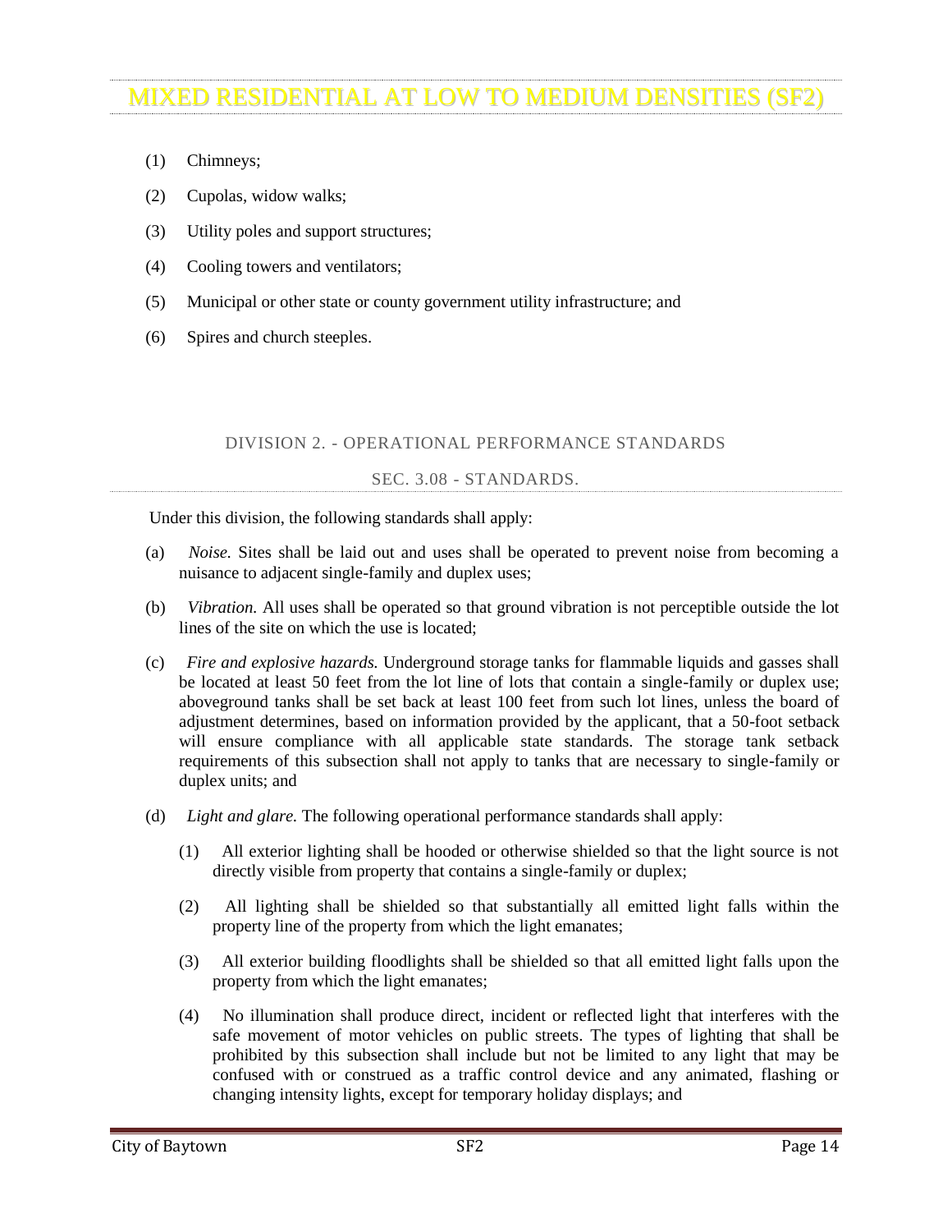(1) Chimneys;

(2) Cupolas, widow walks;

(3) Utility poles and support structures;

(4) Cooling towers and ventilators;

(5) Municipal or other state or county government utility infrastructure; and

(6) Spires and church steeples.

## DIVISION 2. - OPERATIONAL PERFORMANCE STANDARDS

### SEC. 3.08 - STANDARDS.

Under this division, the following standards shall apply:

(a) *Noise.* Sites shall be laid out and uses shall be operated to prevent noise from becoming a nuisance to adjacent single-family and duplex uses;

(b) *Vibration.* All uses shall be operated so that ground vibration is not perceptible outside the lot lines of the site on which the use is located;

(c) *Fire and explosive hazards.* Underground storage tanks for flammable liquids and gasses shall be located at least 50 feet from the lot line of lots that contain a single-family or duplex use; aboveground tanks shall be set back at least 100 feet from such lot lines, unless the board of adjustment determines, based on information provided by the applicant, that a 50-foot setback will ensure compliance with all applicable state standards. The storage tank setback requirements of this subsection shall not apply to tanks that are necessary to single-family or duplex units; and

(d) *Light and glare.* The following operational performance standards shall apply:

(1) All exterior lighting shall be hooded or otherwise shielded so that the light source is not directly visible from property that contains a single-family or duplex;

(2) All lighting shall be shielded so that substantially all emitted light falls within the property line of the property from which the light emanates;

(3) All exterior building floodlights shall be shielded so that all emitted light falls upon the property from which the light emanates;

(4) No illumination shall produce direct, incident or reflected light that interferes with the safe movement of motor vehicles on public streets. The types of lighting that shall be prohibited by this subsection shall include but not be limited to any light that may be confused with or construed as a traffic control device and any animated, flashing or changing intensity lights, except for temporary holiday displays; and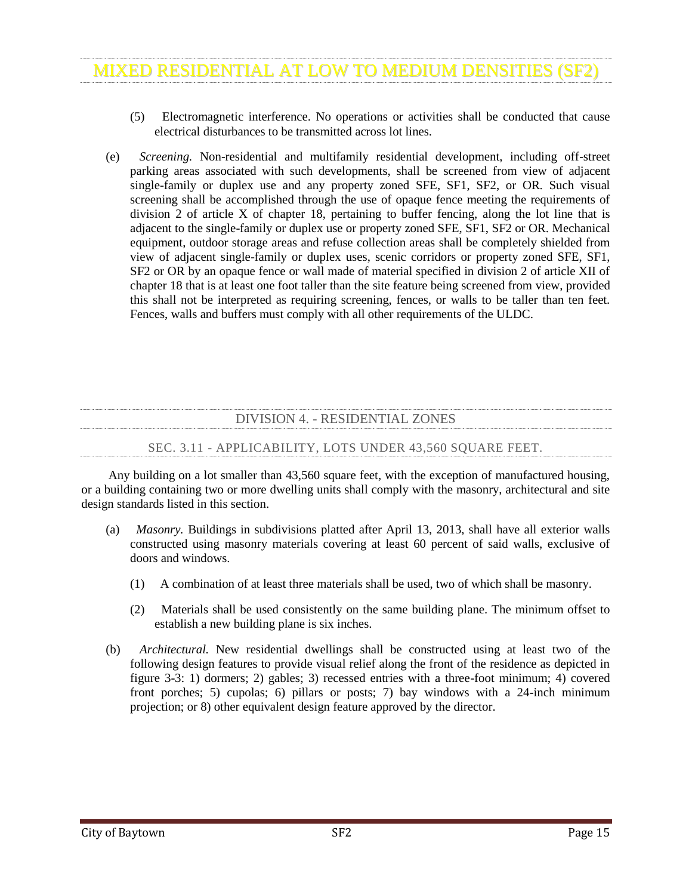(5) Electromagnetic interference. No operations or activities shall be conducted that cause electrical disturbances to be transmitted across lot lines.

(e) *Screening.* Non-residential and multifamily residential development, including off-street parking areas associated with such developments, shall be screened from view of adjacent single-family or duplex use and any property zoned SFE, SF1, SF2, or OR. Such visual screening shall be accomplished through the use of opaque fence meeting the requirements of division 2 of article X of chapter 18, pertaining to buffer fencing, along the lot line that is adjacent to the single-family or duplex use or property zoned SFE, SF1, SF2 or OR. Mechanical equipment, outdoor storage areas and refuse collection areas shall be completely shielded from view of adjacent single-family or duplex uses, scenic corridors or property zoned SFE, SF1, SF2 or OR by an opaque fence or wall made of material specified in division 2 of article XII of chapter 18 that is at least one foot taller than the site feature being screened from view, provided this shall not be interpreted as requiring screening, fences, or walls to be taller than ten feet. Fences, walls and buffers must comply with all other requirements of the ULDC.

## DIVISION 4. - RESIDENTIAL ZONES

### SEC. 3.11 - APPLICABILITY, LOTS UNDER 43,560 SQUARE FEET.

Any building on a lot smaller than 43,560 square feet, with the exception of manufactured housing, or a building containing two or more dwelling units shall comply with the masonry, architectural and site design standards listed in this section.

(a) *Masonry.* Buildings in subdivisions platted after April 13, 2013, shall have all exterior walls constructed using masonry materials covering at least 60 percent of said walls, exclusive of doors and windows.

(1) A combination of at least three materials shall be used, two of which shall be masonry.

(2) Materials shall be used consistently on the same building plane. The minimum offset to establish a new building plane is six inches.

(b) *Architectural.* New residential dwellings shall be constructed using at least two of the following design features to provide visual relief along the front of the residence as depicted in figure 3-3: 1) dormers; 2) gables; 3) recessed entries with a three-foot minimum; 4) covered front porches; 5) cupolas; 6) pillars or posts; 7) bay windows with a 24-inch minimum projection; or 8) other equivalent design feature approved by the director.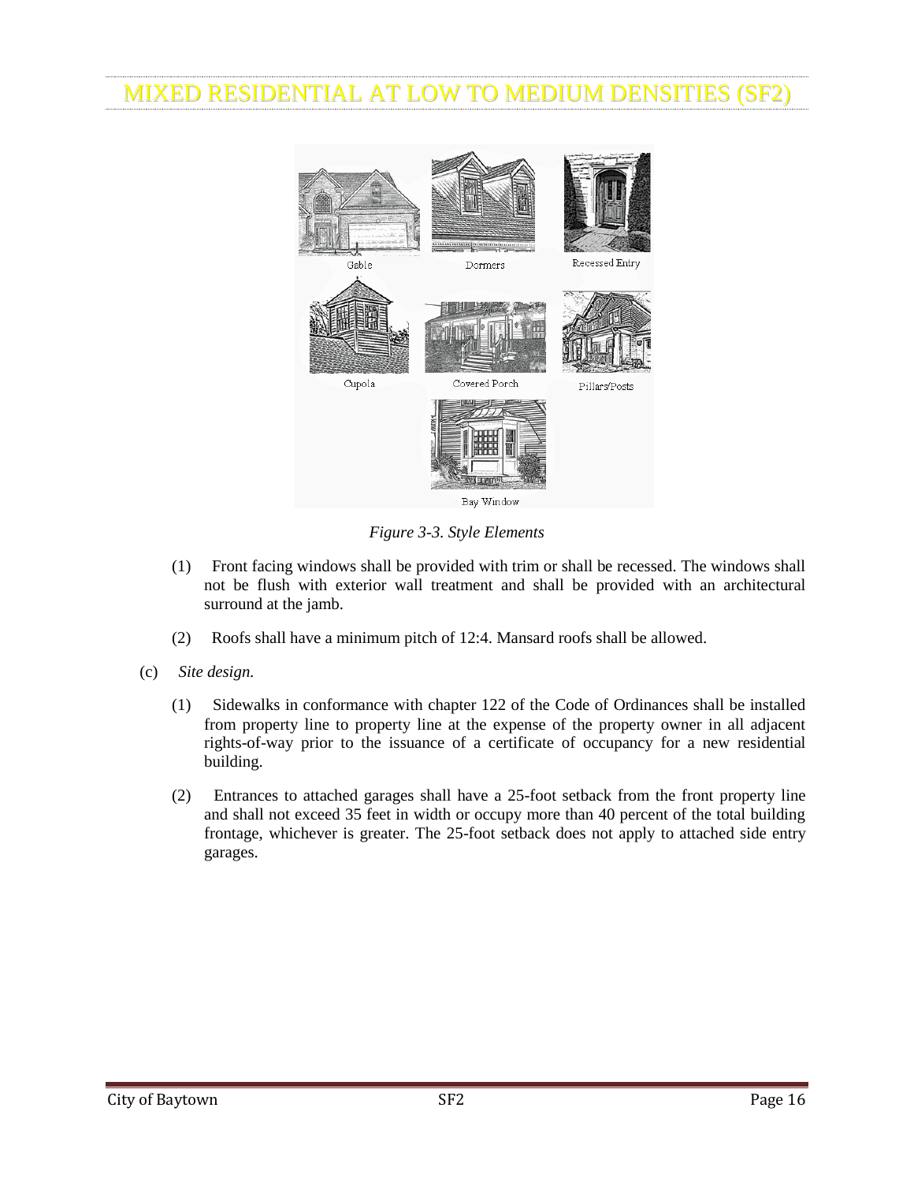# MIXED RESIDENTIAL AT LOW TO MEDIUM DENSITIES (SF2)

Gable Dormers Recessed Entry

Cupola Covered Porch Pillars/Posts

Bay Window

*Figure 3-3. Style Elements*

(1) Front facing windows shall be provided with trim or shall be recessed. The windows shall not be flush with exterior wall treatment and shall be provided with an architectural surround at the jamb.

(2) Roofs shall have a minimum pitch of 12:4. Mansard roofs shall be allowed.

(c) *Site design.*

(1) Sidewalks in conformance with chapter 122 of the Code of Ordinances shall be installed from property line to property line at the expense of the property owner in all adjacent rights-of-way prior to the issuance of a certificate of occupancy for a new residential building.

(2) Entrances to attached garages shall have a 25-foot setback from the front property line and shall not exceed 35 feet in width or occupy more than 40 percent of the total building frontage, whichever is greater. The 25-foot setback does not apply to attached side entry garages.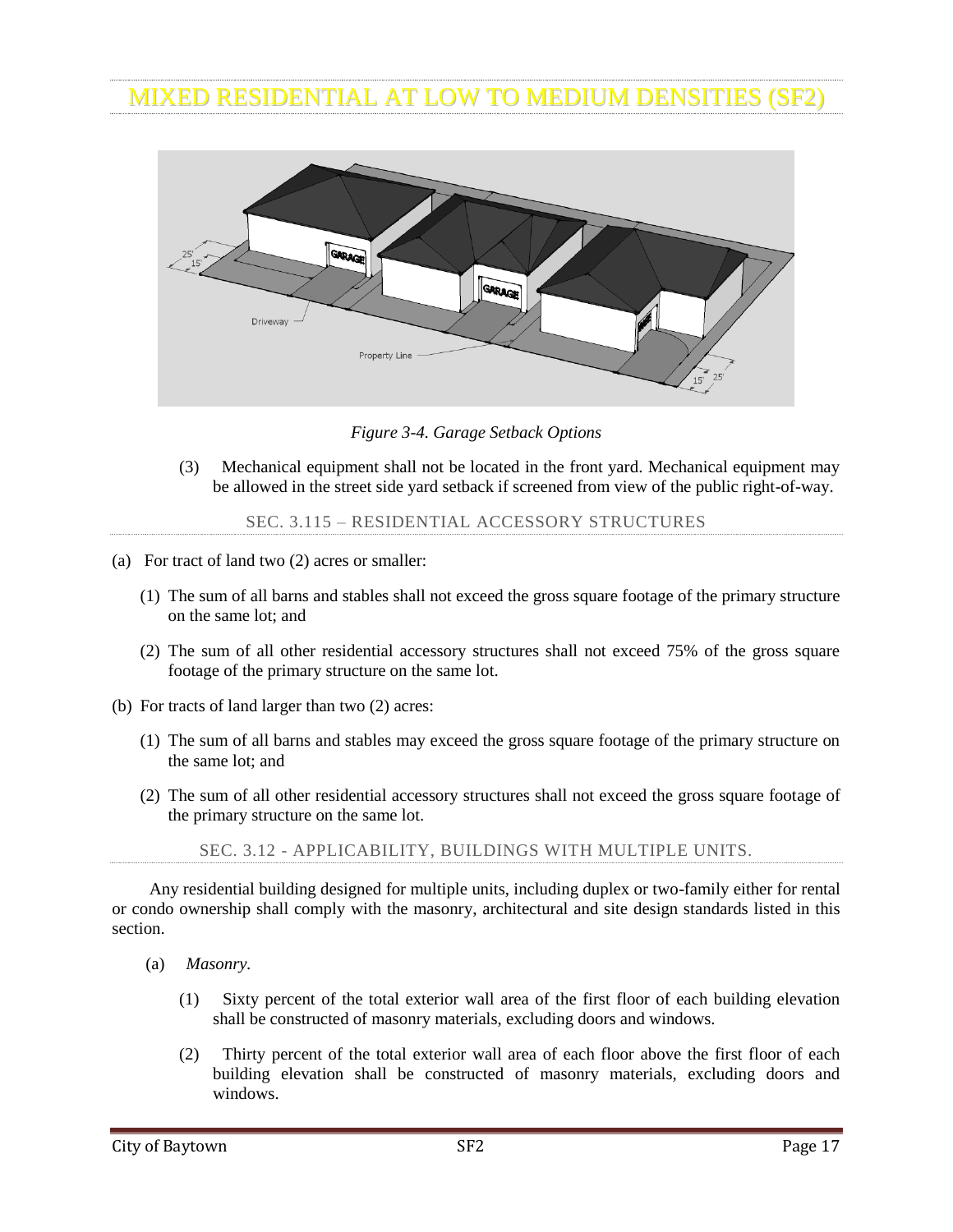# MIXED RESIDENTIAL AT LOW TO MEDIUM DENSITIES (SF2)

*Figure 3-4. Garage Setback Options*

(3) Mechanical equipment shall not be located in the front yard. Mechanical equipment may be allowed in the street side yard setback if screened from view of the public right-of-way.

## SEC. 3.115 – RESIDENTIAL ACCESSORY STRUCTURES

(a) For tract of land two (2) acres or smaller:

(1) The sum of all barns and stables shall not exceed the gross square footage of the primary structure on the same lot; and

(2) The sum of all other residential accessory structures shall not exceed 75% of the gross square footage of the primary structure on the same lot.

(b) For tracts of land larger than two (2) acres:

(1) The sum of all barns and stables may exceed the gross square footage of the primary structure on the same lot; and

(2) The sum of all other residential accessory structures shall not exceed the gross square footage of the primary structure on the same lot.

## SEC. 3.12 - APPLICABILITY, BUILDINGS WITH MULTIPLE UNITS.

Any residential building designed for multiple units, including duplex or two-family either for rental or condo ownership shall comply with the masonry, architectural and site design standards listed in this section.

(a) *Masonry.*

(1) Sixty percent of the total exterior wall area of the first floor of each building elevation shall be constructed of masonry materials, excluding doors and windows.

(2) Thirty percent of the total exterior wall area of each floor above the first floor of each building elevation shall be constructed of masonry materials, excluding doors and windows.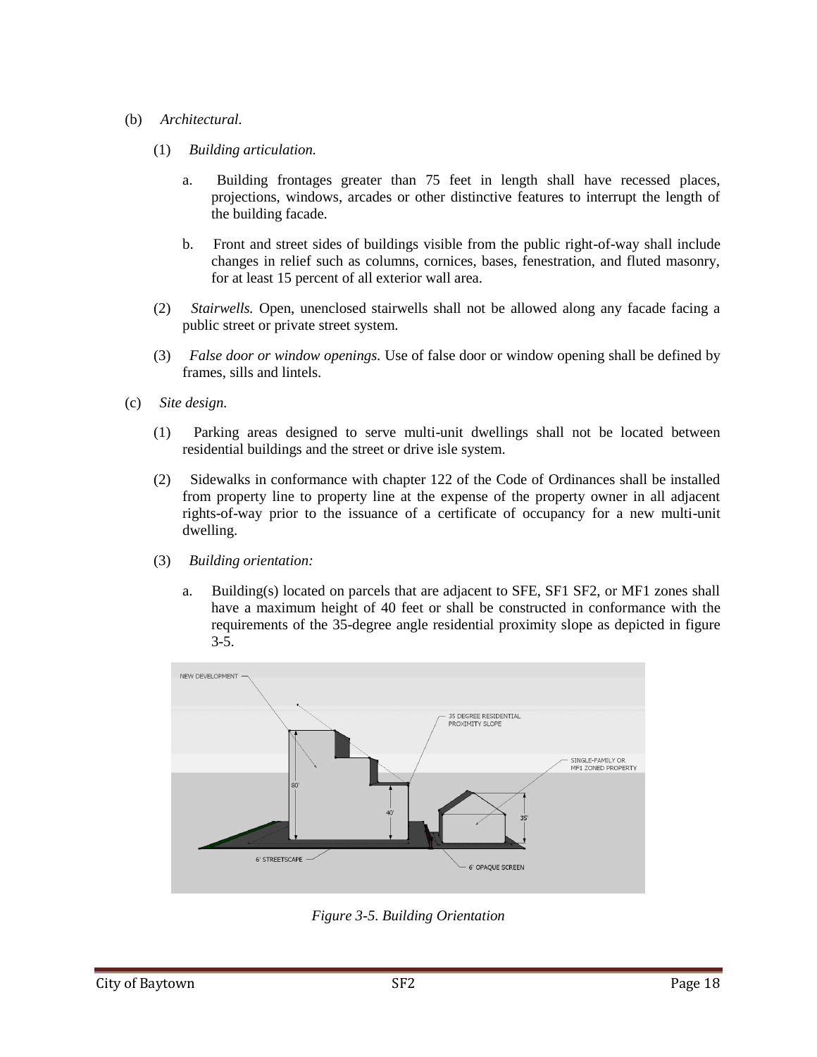(b) *Architectural.*

(1) *Building articulation.*

a. Building frontages greater than 75 feet in length shall have recessed places, projections, windows, arcades or other distinctive features to interrupt the length of the building facade.

b. Front and street sides of buildings visible from the public right-of-way shall include changes in relief such as columns, cornices, bases, fenestration, and fluted masonry, for at least 15 percent of all exterior wall area.

(2) *Stairwells.* Open, unenclosed stairwells shall not be allowed along any facade facing a public street or private street system.

(3) *False door or window openings.* Use of false door or window opening shall be defined by frames, sills and lintels.

(c) *Site design.*

(1) Parking areas designed to serve multi-unit dwellings shall not be located between residential buildings and the street or drive isle system.

(2) Sidewalks in conformance with chapter 122 of the Code of Ordinances shall be installed from property line to property line at the expense of the property owner in all adjacent rights-of-way prior to the issuance of a certificate of occupancy for a new multi-unit dwelling.

(3) *Building orientation:*

a. Building(s) located on parcels that are adjacent to SFE, SF1 SF2, or MF1 zones shall have a maximum height of 40 feet or shall be constructed in conformance with the requirements of the 35-degree angle residential proximity slope as depicted in figure 3-5.

*Figure 3-5. Building Orientation*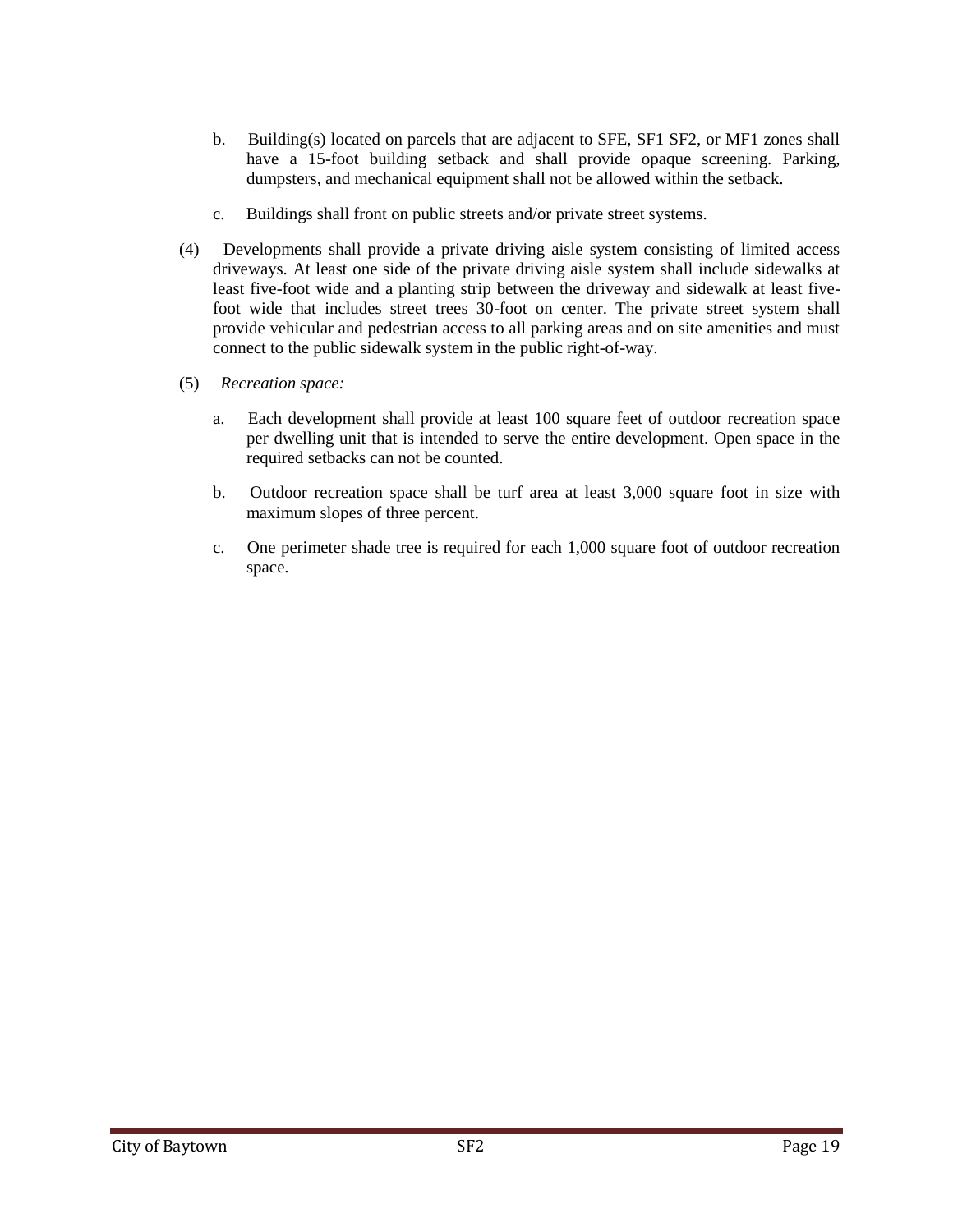b. Building(s) located on parcels that are adjacent to SFE, SF1 SF2, or MF1 zones shall have a 15-foot building setback and shall provide opaque screening. Parking, dumpsters, and mechanical equipment shall not be allowed within the setback.

c. Buildings shall front on public streets and/or private street systems.

(4) Developments shall provide a private driving aisle system consisting of limited access driveways. At least one side of the private driving aisle system shall include sidewalks at least five-foot wide and a planting strip between the driveway and sidewalk at least five-foot wide that includes street trees 30-foot on center. The private street system shall provide vehicular and pedestrian access to all parking areas and on site amenities and must connect to the public sidewalk system in the public right-of-way.

(5) *Recreation space:*

a. Each development shall provide at least 100 square feet of outdoor recreation space per dwelling unit that is intended to serve the entire development. Open space in the required setbacks can not be counted.

b. Outdoor recreation space shall be turf area at least 3,000 square foot in size with maximum slopes of three percent.

c. One perimeter shade tree is required for each 1,000 square foot of outdoor recreation space.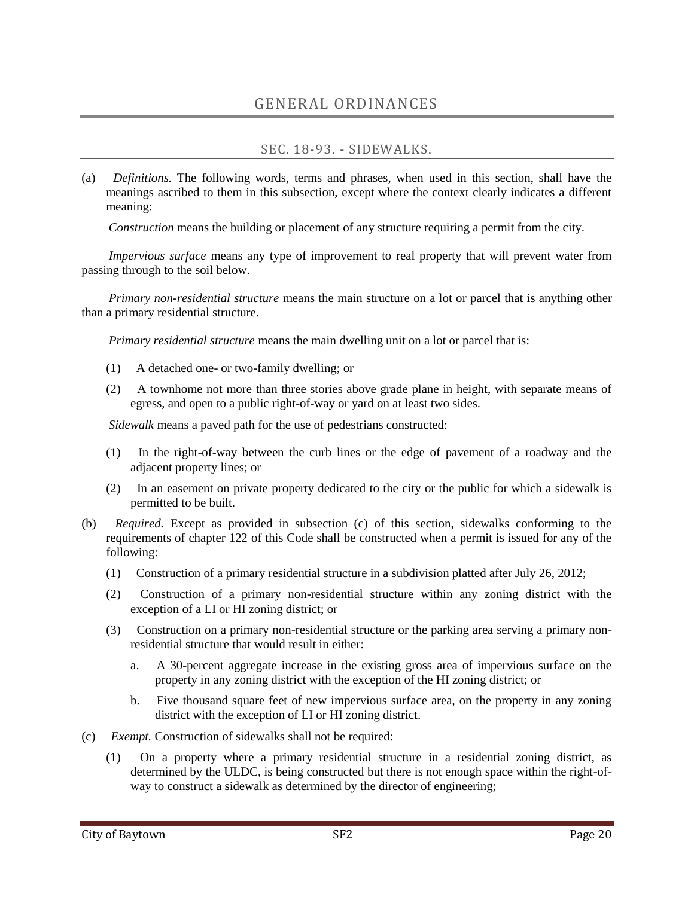# GENERAL ORDINANCES

## SEC. 18-93. - SIDEWALKS.

(a) *Definitions.* The following words, terms and phrases, when used in this section, shall have the meanings ascribed to them in this subsection, except where the context clearly indicates a different meaning:

*Construction* means the building or placement of any structure requiring a permit from the city.

*Impervious surface* means any type of improvement to real property that will prevent water from passing through to the soil below.

*Primary non-residential structure* means the main structure on a lot or parcel that is anything other than a primary residential structure.

*Primary residential structure* means the main dwelling unit on a lot or parcel that is:

(1) A detached one- or two-family dwelling; or

(2) A townhome not more than three stories above grade plane in height, with separate means of egress, and open to a public right-of-way or yard on at least two sides.

*Sidewalk* means a paved path for the use of pedestrians constructed:

(1) In the right-of-way between the curb lines or the edge of pavement of a roadway and the adjacent property lines; or

(2) In an easement on private property dedicated to the city or the public for which a sidewalk is permitted to be built.

(b) *Required.* Except as provided in subsection (c) of this section, sidewalks conforming to the requirements of chapter 122 of this Code shall be constructed when a permit is issued for any of the following:

(1) Construction of a primary residential structure in a subdivision platted after July 26, 2012;

(2) Construction of a primary non-residential structure within any zoning district with the exception of a LI or HI zoning district; or

(3) Construction on a primary non-residential structure or the parking area serving a primary non-residential structure that would result in either:

a. A 30-percent aggregate increase in the existing gross area of impervious surface on the property in any zoning district with the exception of the HI zoning district; or

b. Five thousand square feet of new impervious surface area, on the property in any zoning district with the exception of LI or HI zoning district.

(c) *Exempt.* Construction of sidewalks shall not be required:

(1) On a property where a primary residential structure in a residential zoning district, as determined by the ULDC, is being constructed but there is not enough space within the right-of-way to construct a sidewalk as determined by the director of engineering;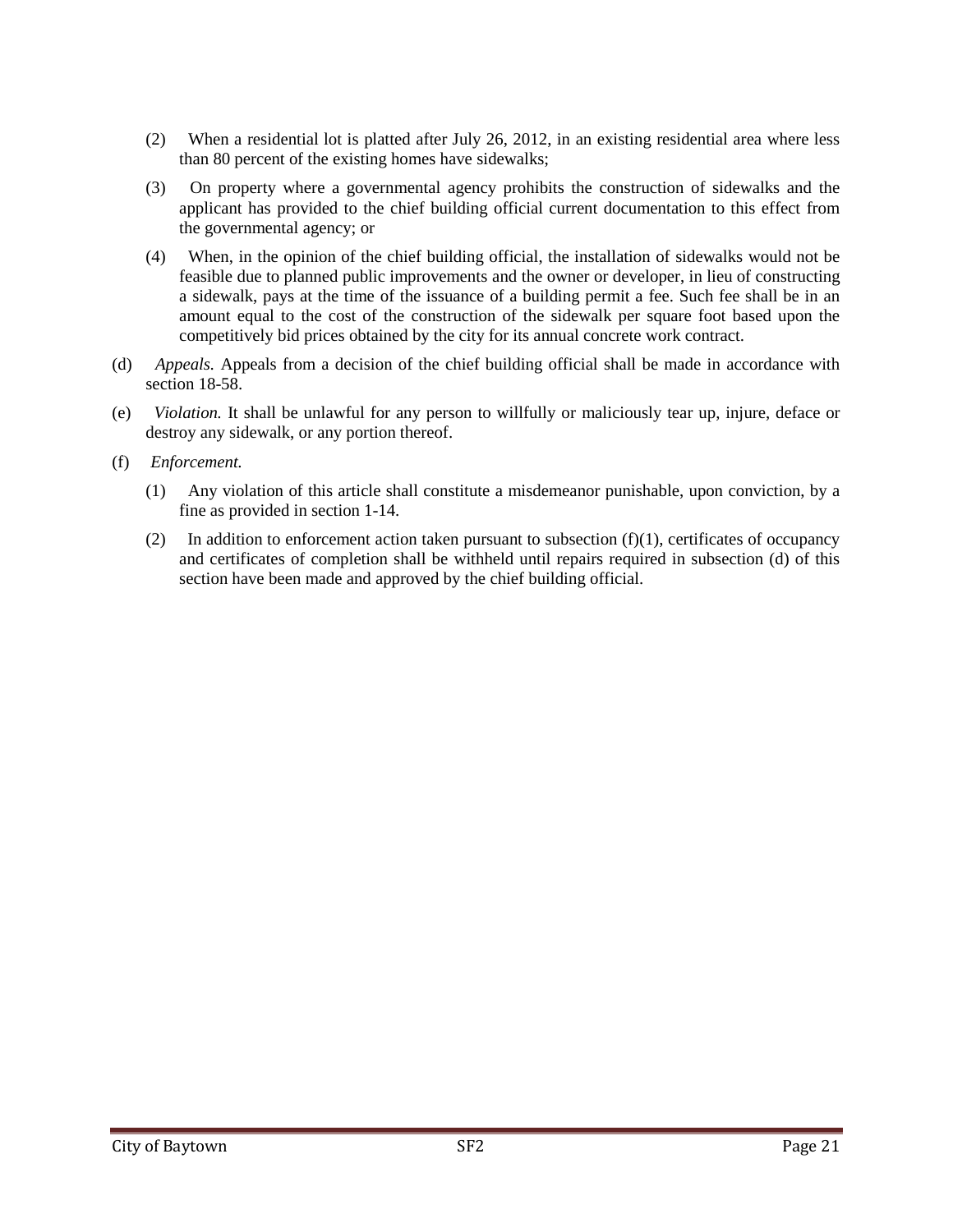(2) When a residential lot is platted after July 26, 2012, in an existing residential area where less than 80 percent of the existing homes have sidewalks;

(3) On property where a governmental agency prohibits the construction of sidewalks and the applicant has provided to the chief building official current documentation to this effect from the governmental agency; or

(4) When, in the opinion of the chief building official, the installation of sidewalks would not be feasible due to planned public improvements and the owner or developer, in lieu of constructing a sidewalk, pays at the time of the issuance of a building permit a fee. Such fee shall be in an amount equal to the cost of the construction of the sidewalk per square foot based upon the competitively bid prices obtained by the city for its annual concrete work contract.

(d) *Appeals.* Appeals from a decision of the chief building official shall be made in accordance with section 18-58.

(e) *Violation.* It shall be unlawful for any person to willfully or maliciously tear up, injure, deface or destroy any sidewalk, or any portion thereof.

(f) *Enforcement.*

(1) Any violation of this article shall constitute a misdemeanor punishable, upon conviction, by a fine as provided in section 1-14.

(2) In addition to enforcement action taken pursuant to subsection (f)(1), certificates of occupancy and certificates of completion shall be withheld until repairs required in subsection (d) of this section have been made and approved by the chief building official.